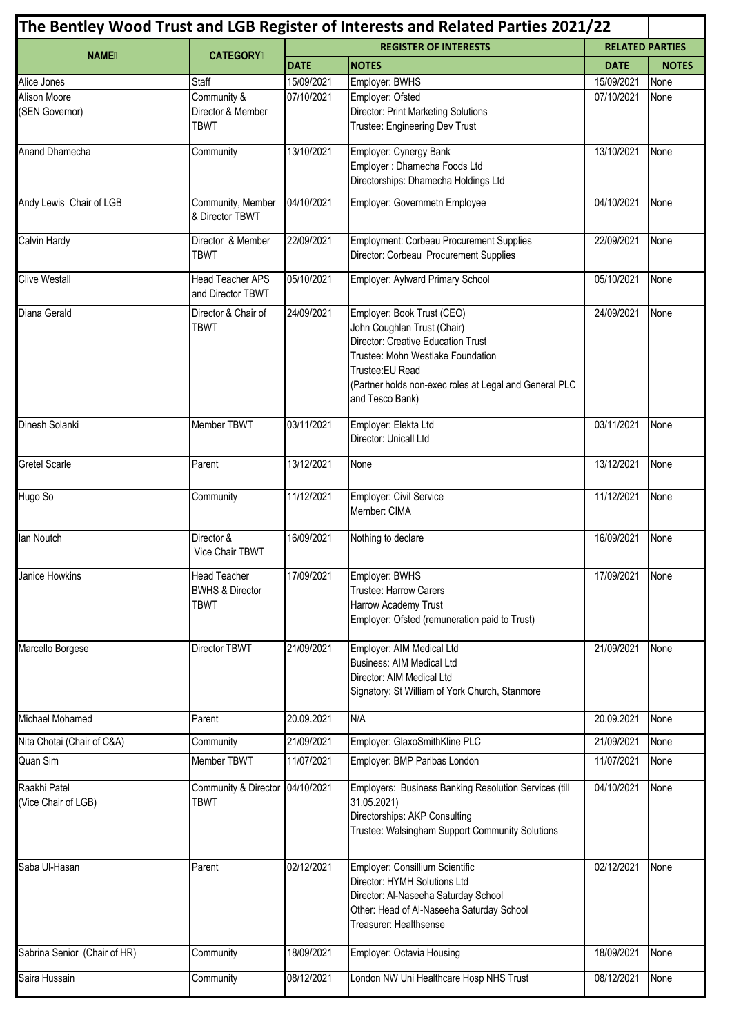# The Bentley Wood Trust and LGB Register of Interests and Related Parties 2021/22

| NAME | CATEGORY | REGISTER OF INTERESTS | | RELATED PARTIES | |
|---|---|---|---|---|---|
| | | DATE | NOTES | DATE | NOTES |
| Alice Jones | Staff | 15/09/2021 | Employer: BWHS | 15/09/2021 | None |
| Alison Moore (SEN Governor) | Community & Director & Member TBWT | 07/10/2021 | Employer: Ofsted<br>Director: Print Marketing Solutions<br>Trustee: Engineering Dev Trust | 07/10/2021 | None |
| Anand Dhamecha | Community | 13/10/2021 | Employer: Cynergy Bank<br>Employer : Dhamecha Foods Ltd<br>Directorships: Dhamecha Holdings Ltd | 13/10/2021 | None |
| Andy Lewis Chair of LGB | Community, Member & Director TBWT | 04/10/2021 | Employer: Governmetn Employee | 04/10/2021 | None |
| Calvin Hardy | Director & Member TBWT | 22/09/2021 | Employment: Corbeau Procurement Supplies<br>Director: Corbeau Procurement Supplies | 22/09/2021 | None |
| Clive Westall | Head Teacher APS and Director TBWT | 05/10/2021 | Employer: Aylward Primary School | 05/10/2021 | None |
| Diana Gerald | Director & Chair of TBWT | 24/09/2021 | Employer: Book Trust (CEO)<br>John Coughlan Trust (Chair)<br>Director: Creative Education Trust<br>Trustee: Mohn Westlake Foundation<br>Trustee:EU Read<br>(Partner holds non-exec roles at Legal and General PLC and Tesco Bank) | 24/09/2021 | None |
| Dinesh Solanki | Member TBWT | 03/11/2021 | Employer: Elekta Ltd<br>Director: Unicall Ltd | 03/11/2021 | None |
| Gretel Scarle | Parent | 13/12/2021 | None | 13/12/2021 | None |
| Hugo So | Community | 11/12/2021 | Employer: Civil Service<br>Member: CIMA | 11/12/2021 | None |
| Ian Noutch | Director & Vice Chair TBWT | 16/09/2021 | Nothing to declare | 16/09/2021 | None |
| Janice Howkins | Head Teacher BWHS & Director TBWT | 17/09/2021 | Employer: BWHS<br>Trustee: Harrow Carers<br>Harrow Academy Trust<br>Employer: Ofsted (remuneration paid to Trust) | 17/09/2021 | None |
| Marcello Borgese | Director TBWT | 21/09/2021 | Employer: AIM Medical Ltd<br>Business: AIM Medical Ltd<br>Director: AIM Medical Ltd<br>Signatory: St William of York Church, Stanmore | 21/09/2021 | None |
| Michael Mohamed | Parent | 20.09.2021 | N/A | 20.09.2021 | None |
| Nita Chotai (Chair of C&A) | Community | 21/09/2021 | Employer: GlaxoSmithKline PLC | 21/09/2021 | None |
| Quan Sim | Member TBWT | 11/07/2021 | Employer: BMP Paribas London | 11/07/2021 | None |
| Raakhi Patel (Vice Chair of LGB) | Community & Director TBWT | 04/10/2021 | Employers: Business Banking Resolution Services (till 31.05.2021)<br>Directorships: AKP Consulting<br>Trustee: Walsingham Support Community Solutions | 04/10/2021 | None |
| Saba Ul-Hasan | Parent | 02/12/2021 | Employer: Consillium Scientific<br>Director: HYMH Solutions Ltd<br>Director: Al-Naseeha Saturday School<br>Other: Head of Al-Naseeha Saturday School<br>Treasurer: Healthsense | 02/12/2021 | None |
| Sabrina Senior (Chair of HR) | Community | 18/09/2021 | Employer: Octavia Housing | 18/09/2021 | None |
| Saira Hussain | Community | 08/12/2021 | London NW Uni Healthcare Hosp NHS Trust | 08/12/2021 | None |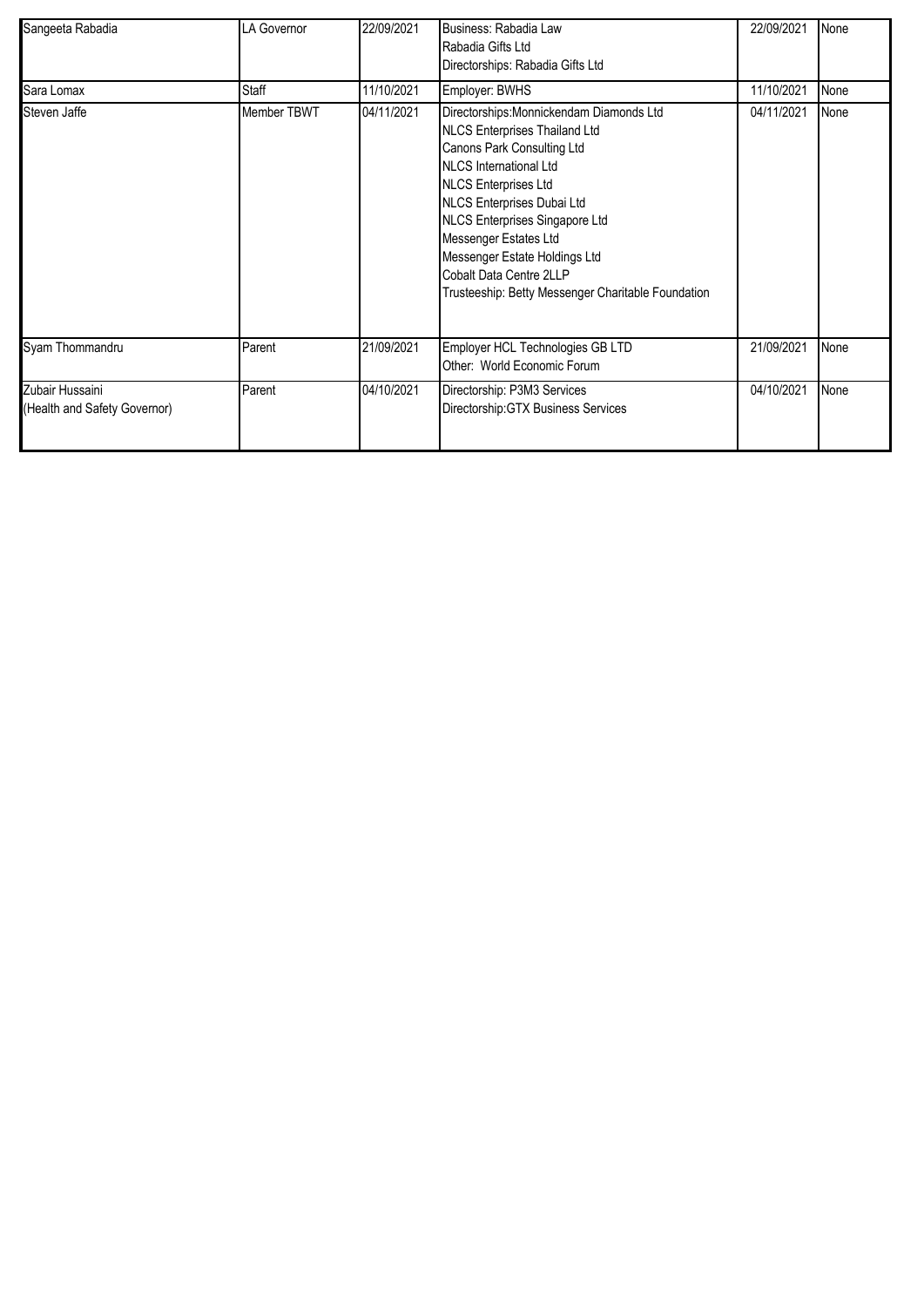| | | | | | |
|---|---|---|---|---|---|
| Sangeeta Rabadia | LA Governor | 22/09/2021 | Business: Rabadia Law<br>Rabadia Gifts Ltd<br>Directorships: Rabadia Gifts Ltd | 22/09/2021 | None |
| Sara Lomax | Staff | 11/10/2021 | Employer: BWHS | 11/10/2021 | None |
| Steven Jaffe | Member TBWT | 04/11/2021 | Directorships:Monnickendam Diamonds Ltd<br>NLCS Enterprises Thailand Ltd<br>Canons Park Consulting Ltd<br>NLCS International Ltd<br>NLCS Enterprises Ltd<br>NLCS Enterprises Dubai Ltd<br>NLCS Enterprises Singapore Ltd<br>Messenger Estates Ltd<br>Messenger Estate Holdings Ltd<br>Cobalt Data Centre 2LLP<br>Trusteeship: Betty Messenger Charitable Foundation | 04/11/2021 | None |
| Syam Thommandru | Parent | 21/09/2021 | Employer HCL Technologies GB LTD<br>Other: World Economic Forum | 21/09/2021 | None |
| Zubair Hussaini<br>(Health and Safety Governor) | Parent | 04/10/2021 | Directorship: P3M3 Services<br>Directorship:GTX Business Services | 04/10/2021 | None |